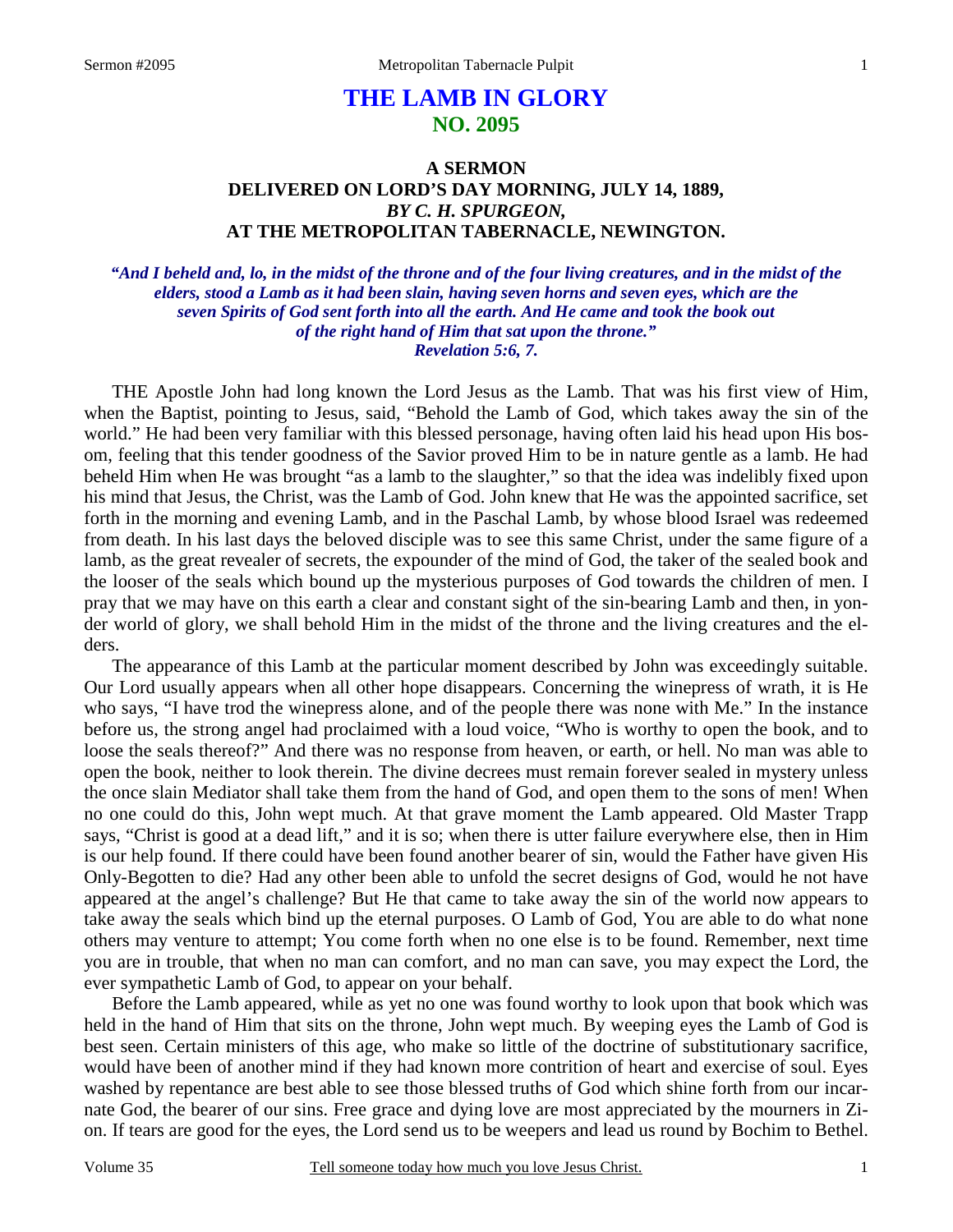# THE LAMB IN GLORY
## NO. 2095

### A SERMON
### DELIVERED ON LORD'S DAY MORNING, JULY 14, 1889,
### *BY C. H. SPURGEON,*
### AT THE METROPOLITAN TABERNACLE, NEWINGTON.

***"And I beheld and, lo, in the midst of the throne and of the four living creatures, and in the midst of the elders, stood a Lamb as it had been slain, having seven horns and seven eyes, which are the seven Spirits of God sent forth into all the earth. And He came and took the book out of the right hand of Him that sat upon the throne." Revelation 5:6, 7.***

THE Apostle John had long known the Lord Jesus as the Lamb. That was his first view of Him, when the Baptist, pointing to Jesus, said, "Behold the Lamb of God, which takes away the sin of the world." He had been very familiar with this blessed personage, having often laid his head upon His bosom, feeling that this tender goodness of the Savior proved Him to be in nature gentle as a lamb. He had beheld Him when He was brought "as a lamb to the slaughter," so that the idea was indelibly fixed upon his mind that Jesus, the Christ, was the Lamb of God. John knew that He was the appointed sacrifice, set forth in the morning and evening Lamb, and in the Paschal Lamb, by whose blood Israel was redeemed from death. In his last days the beloved disciple was to see this same Christ, under the same figure of a lamb, as the great revealer of secrets, the expounder of the mind of God, the taker of the sealed book and the looser of the seals which bound up the mysterious purposes of God towards the children of men. I pray that we may have on this earth a clear and constant sight of the sin-bearing Lamb and then, in yonder world of glory, we shall behold Him in the midst of the throne and the living creatures and the elders.

The appearance of this Lamb at the particular moment described by John was exceedingly suitable. Our Lord usually appears when all other hope disappears. Concerning the winepress of wrath, it is He who says, "I have trod the winepress alone, and of the people there was none with Me." In the instance before us, the strong angel had proclaimed with a loud voice, "Who is worthy to open the book, and to loose the seals thereof?" And there was no response from heaven, or earth, or hell. No man was able to open the book, neither to look therein. The divine decrees must remain forever sealed in mystery unless the once slain Mediator shall take them from the hand of God, and open them to the sons of men! When no one could do this, John wept much. At that grave moment the Lamb appeared. Old Master Trapp says, "Christ is good at a dead lift," and it is so; when there is utter failure everywhere else, then in Him is our help found. If there could have been found another bearer of sin, would the Father have given His Only-Begotten to die? Had any other been able to unfold the secret designs of God, would he not have appeared at the angel's challenge? But He that came to take away the sin of the world now appears to take away the seals which bind up the eternal purposes. O Lamb of God, You are able to do what none others may venture to attempt; You come forth when no one else is to be found. Remember, next time you are in trouble, that when no man can comfort, and no man can save, you may expect the Lord, the ever sympathetic Lamb of God, to appear on your behalf.

Before the Lamb appeared, while as yet no one was found worthy to look upon that book which was held in the hand of Him that sits on the throne, John wept much. By weeping eyes the Lamb of God is best seen. Certain ministers of this age, who make so little of the doctrine of substitutionary sacrifice, would have been of another mind if they had known more contrition of heart and exercise of soul. Eyes washed by repentance are best able to see those blessed truths of God which shine forth from our incarnate God, the bearer of our sins. Free grace and dying love are most appreciated by the mourners in Zion. If tears are good for the eyes, the Lord send us to be weepers and lead us round by Bochim to Bethel.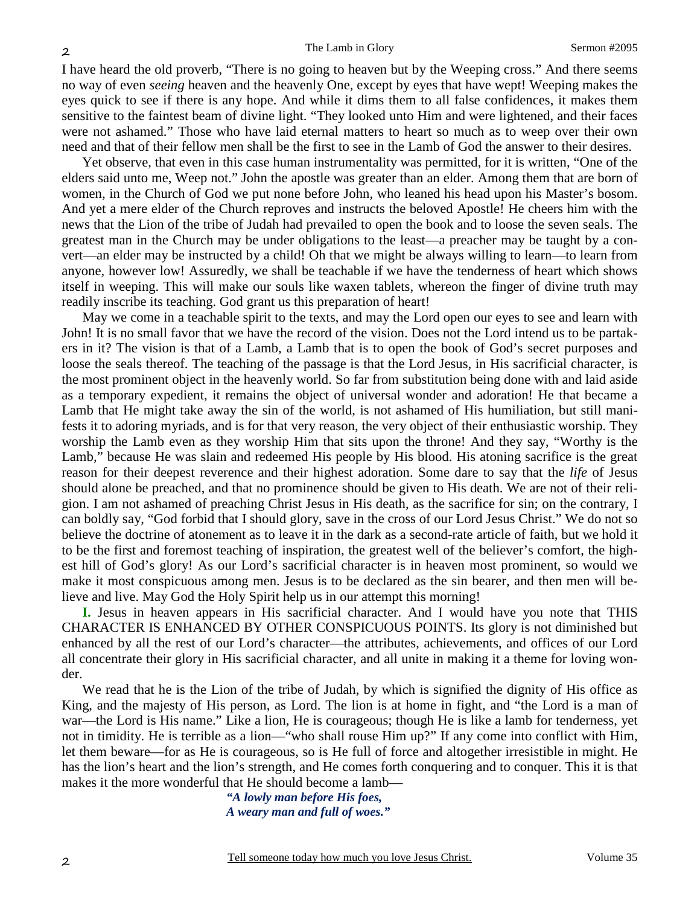I have heard the old proverb, "There is no going to heaven but by the Weeping cross." And there seems no way of even *seeing* heaven and the heavenly One, except by eyes that have wept! Weeping makes the eyes quick to see if there is any hope. And while it dims them to all false confidences, it makes them sensitive to the faintest beam of divine light. "They looked unto Him and were lightened, and their faces were not ashamed." Those who have laid eternal matters to heart so much as to weep over their own need and that of their fellow men shall be the first to see in the Lamb of God the answer to their desires.

Yet observe, that even in this case human instrumentality was permitted, for it is written, "One of the elders said unto me, Weep not." John the apostle was greater than an elder. Among them that are born of women, in the Church of God we put none before John, who leaned his head upon his Master's bosom. And yet a mere elder of the Church reproves and instructs the beloved Apostle! He cheers him with the news that the Lion of the tribe of Judah had prevailed to open the book and to loose the seven seals. The greatest man in the Church may be under obligations to the least—a preacher may be taught by a convert—an elder may be instructed by a child! Oh that we might be always willing to learn—to learn from anyone, however low! Assuredly, we shall be teachable if we have the tenderness of heart which shows itself in weeping. This will make our souls like waxen tablets, whereon the finger of divine truth may readily inscribe its teaching. God grant us this preparation of heart!

May we come in a teachable spirit to the texts, and may the Lord open our eyes to see and learn with John! It is no small favor that we have the record of the vision. Does not the Lord intend us to be partakers in it? The vision is that of a Lamb, a Lamb that is to open the book of God's secret purposes and loose the seals thereof. The teaching of the passage is that the Lord Jesus, in His sacrificial character, is the most prominent object in the heavenly world. So far from substitution being done with and laid aside as a temporary expedient, it remains the object of universal wonder and adoration! He that became a Lamb that He might take away the sin of the world, is not ashamed of His humiliation, but still manifests it to adoring myriads, and is for that very reason, the very object of their enthusiastic worship. They worship the Lamb even as they worship Him that sits upon the throne! And they say, "Worthy is the Lamb," because He was slain and redeemed His people by His blood. His atoning sacrifice is the great reason for their deepest reverence and their highest adoration. Some dare to say that the *life* of Jesus should alone be preached, and that no prominence should be given to His death. We are not of their religion. I am not ashamed of preaching Christ Jesus in His death, as the sacrifice for sin; on the contrary, I can boldly say, "God forbid that I should glory, save in the cross of our Lord Jesus Christ." We do not so believe the doctrine of atonement as to leave it in the dark as a second-rate article of faith, but we hold it to be the first and foremost teaching of inspiration, the greatest well of the believer's comfort, the highest hill of God's glory! As our Lord's sacrificial character is in heaven most prominent, so would we make it most conspicuous among men. Jesus is to be declared as the sin bearer, and then men will believe and live. May God the Holy Spirit help us in our attempt this morning!

**I.** Jesus in heaven appears in His sacrificial character. And I would have you note that THIS CHARACTER IS ENHANCED BY OTHER CONSPICUOUS POINTS. Its glory is not diminished but enhanced by all the rest of our Lord's character—the attributes, achievements, and offices of our Lord all concentrate their glory in His sacrificial character, and all unite in making it a theme for loving wonder.

We read that he is the Lion of the tribe of Judah, by which is signified the dignity of His office as King, and the majesty of His person, as Lord. The lion is at home in fight, and "the Lord is a man of war—the Lord is His name." Like a lion, He is courageous; though He is like a lamb for tenderness, yet not in timidity. He is terrible as a lion—"who shall rouse Him up?" If any come into conflict with Him, let them beware—for as He is courageous, so is He full of force and altogether irresistible in might. He has the lion's heart and the lion's strength, and He comes forth conquering and to conquer. This it is that makes it the more wonderful that He should become a lamb—

> ***"A lowly man before His foes,***
> ***A weary man and full of woes."***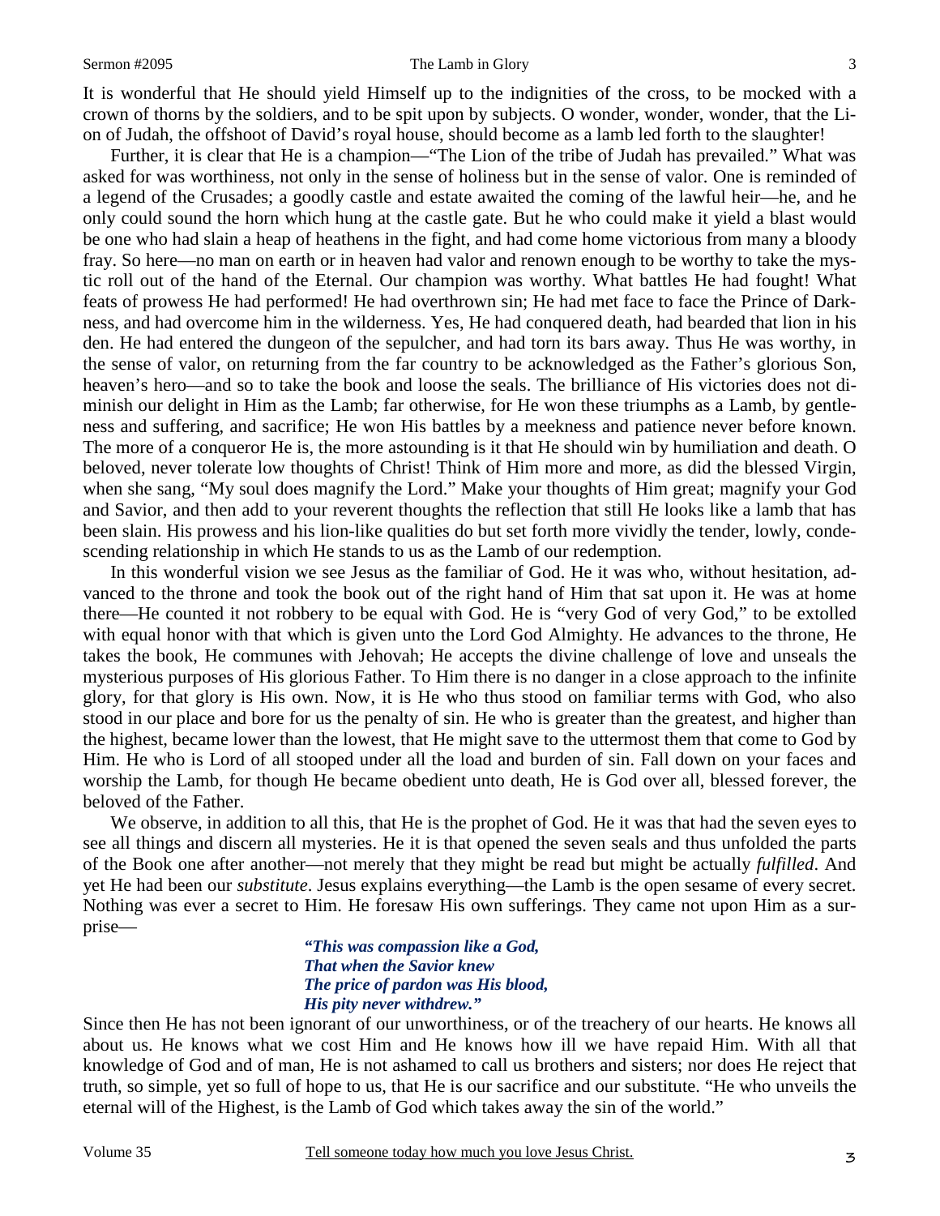It is wonderful that He should yield Himself up to the indignities of the cross, to be mocked with a crown of thorns by the soldiers, and to be spit upon by subjects. O wonder, wonder, wonder, that the Lion of Judah, the offshoot of David's royal house, should become as a lamb led forth to the slaughter!

Further, it is clear that He is a champion—"The Lion of the tribe of Judah has prevailed." What was asked for was worthiness, not only in the sense of holiness but in the sense of valor. One is reminded of a legend of the Crusades; a goodly castle and estate awaited the coming of the lawful heir—he, and he only could sound the horn which hung at the castle gate. But he who could make it yield a blast would be one who had slain a heap of heathens in the fight, and had come home victorious from many a bloody fray. So here—no man on earth or in heaven had valor and renown enough to be worthy to take the mystic roll out of the hand of the Eternal. Our champion was worthy. What battles He had fought! What feats of prowess He had performed! He had overthrown sin; He had met face to face the Prince of Darkness, and had overcome him in the wilderness. Yes, He had conquered death, had bearded that lion in his den. He had entered the dungeon of the sepulcher, and had torn its bars away. Thus He was worthy, in the sense of valor, on returning from the far country to be acknowledged as the Father's glorious Son, heaven's hero—and so to take the book and loose the seals. The brilliance of His victories does not diminish our delight in Him as the Lamb; far otherwise, for He won these triumphs as a Lamb, by gentleness and suffering, and sacrifice; He won His battles by a meekness and patience never before known. The more of a conqueror He is, the more astounding is it that He should win by humiliation and death. O beloved, never tolerate low thoughts of Christ! Think of Him more and more, as did the blessed Virgin, when she sang, "My soul does magnify the Lord." Make your thoughts of Him great; magnify your God and Savior, and then add to your reverent thoughts the reflection that still He looks like a lamb that has been slain. His prowess and his lion-like qualities do but set forth more vividly the tender, lowly, condescending relationship in which He stands to us as the Lamb of our redemption.

In this wonderful vision we see Jesus as the familiar of God. He it was who, without hesitation, advanced to the throne and took the book out of the right hand of Him that sat upon it. He was at home there—He counted it not robbery to be equal with God. He is "very God of very God," to be extolled with equal honor with that which is given unto the Lord God Almighty. He advances to the throne, He takes the book, He communes with Jehovah; He accepts the divine challenge of love and unseals the mysterious purposes of His glorious Father. To Him there is no danger in a close approach to the infinite glory, for that glory is His own. Now, it is He who thus stood on familiar terms with God, who also stood in our place and bore for us the penalty of sin. He who is greater than the greatest, and higher than the highest, became lower than the lowest, that He might save to the uttermost them that come to God by Him. He who is Lord of all stooped under all the load and burden of sin. Fall down on your faces and worship the Lamb, for though He became obedient unto death, He is God over all, blessed forever, the beloved of the Father.

We observe, in addition to all this, that He is the prophet of God. He it was that had the seven eyes to see all things and discern all mysteries. He it is that opened the seven seals and thus unfolded the parts of the Book one after another—not merely that they might be read but might be actually *fulfilled*. And yet He had been our *substitute*. Jesus explains everything—the Lamb is the open sesame of every secret. Nothing was ever a secret to Him. He foresaw His own sufferings. They came not upon Him as a surprise—

> ***"This was compassion like a God,***
> ***That when the Savior knew***
> ***The price of pardon was His blood,***
> ***His pity never withdrew."***

Since then He has not been ignorant of our unworthiness, or of the treachery of our hearts. He knows all about us. He knows what we cost Him and He knows how ill we have repaid Him. With all that knowledge of God and of man, He is not ashamed to call us brothers and sisters; nor does He reject that truth, so simple, yet so full of hope to us, that He is our sacrifice and our substitute. "He who unveils the eternal will of the Highest, is the Lamb of God which takes away the sin of the world."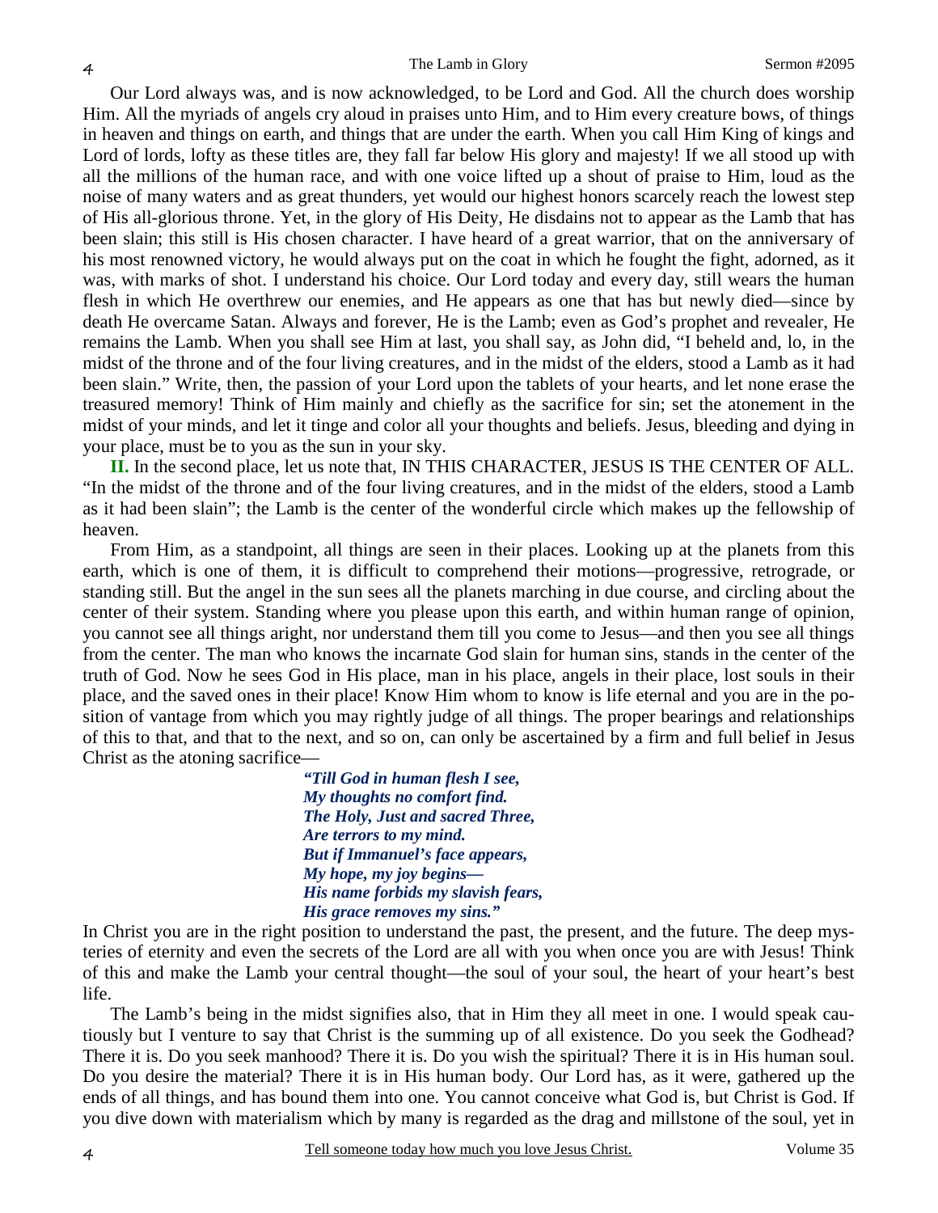Our Lord always was, and is now acknowledged, to be Lord and God. All the church does worship Him. All the myriads of angels cry aloud in praises unto Him, and to Him every creature bows, of things in heaven and things on earth, and things that are under the earth. When you call Him King of kings and Lord of lords, lofty as these titles are, they fall far below His glory and majesty! If we all stood up with all the millions of the human race, and with one voice lifted up a shout of praise to Him, loud as the noise of many waters and as great thunders, yet would our highest honors scarcely reach the lowest step of His all-glorious throne. Yet, in the glory of His Deity, He disdains not to appear as the Lamb that has been slain; this still is His chosen character. I have heard of a great warrior, that on the anniversary of his most renowned victory, he would always put on the coat in which he fought the fight, adorned, as it was, with marks of shot. I understand his choice. Our Lord today and every day, still wears the human flesh in which He overthrew our enemies, and He appears as one that has but newly died—since by death He overcame Satan. Always and forever, He is the Lamb; even as God's prophet and revealer, He remains the Lamb. When you shall see Him at last, you shall say, as John did, "I beheld and, lo, in the midst of the throne and of the four living creatures, and in the midst of the elders, stood a Lamb as it had been slain." Write, then, the passion of your Lord upon the tablets of your hearts, and let none erase the treasured memory! Think of Him mainly and chiefly as the sacrifice for sin; set the atonement in the midst of your minds, and let it tinge and color all your thoughts and beliefs. Jesus, bleeding and dying in your place, must be to you as the sun in your sky.

**II.** In the second place, let us note that, IN THIS CHARACTER, JESUS IS THE CENTER OF ALL. "In the midst of the throne and of the four living creatures, and in the midst of the elders, stood a Lamb as it had been slain"; the Lamb is the center of the wonderful circle which makes up the fellowship of heaven.

From Him, as a standpoint, all things are seen in their places. Looking up at the planets from this earth, which is one of them, it is difficult to comprehend their motions—progressive, retrograde, or standing still. But the angel in the sun sees all the planets marching in due course, and circling about the center of their system. Standing where you please upon this earth, and within human range of opinion, you cannot see all things aright, nor understand them till you come to Jesus—and then you see all things from the center. The man who knows the incarnate God slain for human sins, stands in the center of the truth of God. Now he sees God in His place, man in his place, angels in their place, lost souls in their place, and the saved ones in their place! Know Him whom to know is life eternal and you are in the position of vantage from which you may rightly judge of all things. The proper bearings and relationships of this to that, and that to the next, and so on, can only be ascertained by a firm and full belief in Jesus Christ as the atoning sacrifice—

> *"Till God in human flesh I see,*
> *My thoughts no comfort find.*
> *The Holy, Just and sacred Three,*
> *Are terrors to my mind.*
> *But if Immanuel's face appears,*
> *My hope, my joy begins—*
> *His name forbids my slavish fears,*
> *His grace removes my sins."*

In Christ you are in the right position to understand the past, the present, and the future. The deep mysteries of eternity and even the secrets of the Lord are all with you when once you are with Jesus! Think of this and make the Lamb your central thought—the soul of your soul, the heart of your heart's best life.

The Lamb's being in the midst signifies also, that in Him they all meet in one. I would speak cautiously but I venture to say that Christ is the summing up of all existence. Do you seek the Godhead? There it is. Do you seek manhood? There it is. Do you wish the spiritual? There it is in His human soul. Do you desire the material? There it is in His human body. Our Lord has, as it were, gathered up the ends of all things, and has bound them into one. You cannot conceive what God is, but Christ is God. If you dive down with materialism which by many is regarded as the drag and millstone of the soul, yet in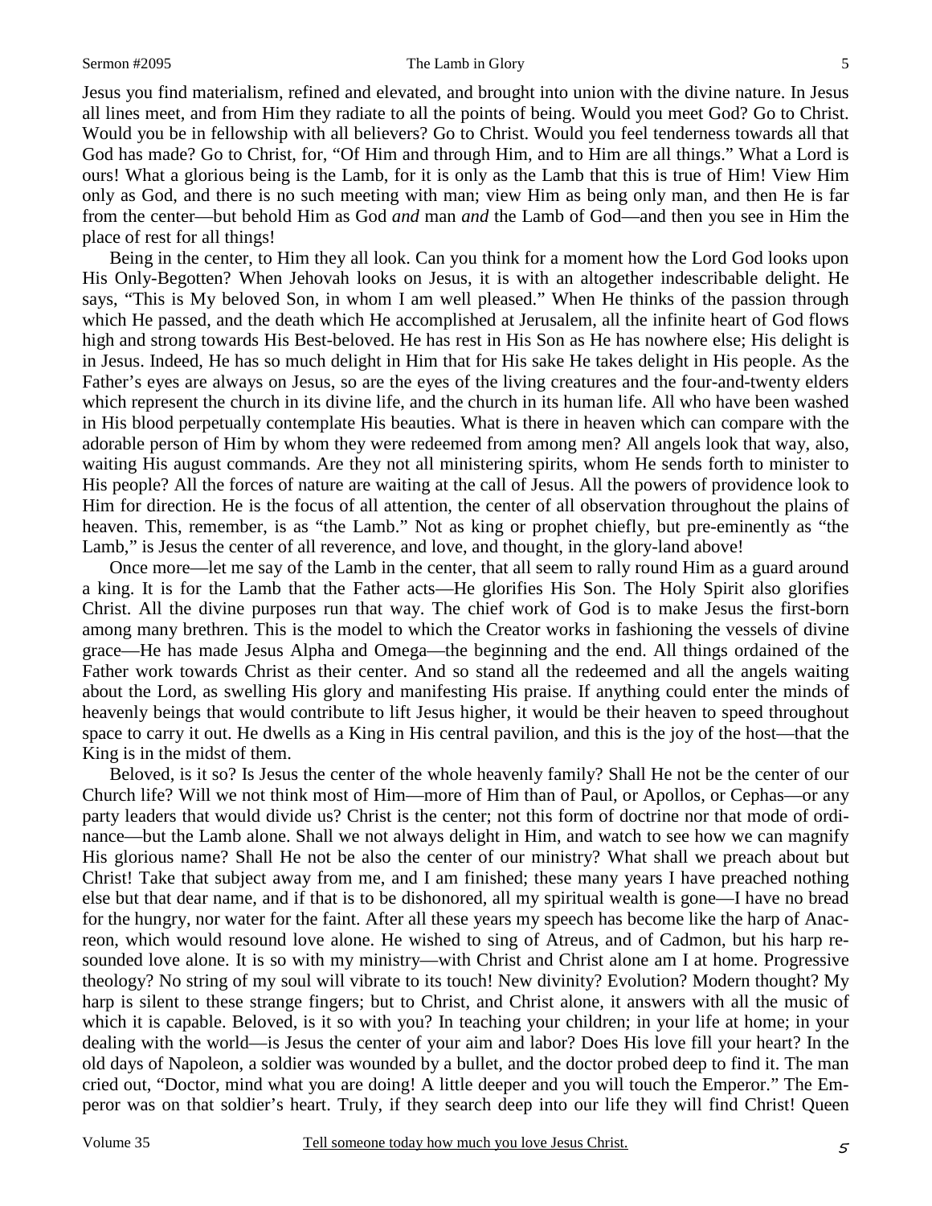Jesus you find materialism, refined and elevated, and brought into union with the divine nature. In Jesus all lines meet, and from Him they radiate to all the points of being. Would you meet God? Go to Christ. Would you be in fellowship with all believers? Go to Christ. Would you feel tenderness towards all that God has made? Go to Christ, for, "Of Him and through Him, and to Him are all things." What a Lord is ours! What a glorious being is the Lamb, for it is only as the Lamb that this is true of Him! View Him only as God, and there is no such meeting with man; view Him as being only man, and then He is far from the center—but behold Him as God *and* man *and* the Lamb of God—and then you see in Him the place of rest for all things!

Being in the center, to Him they all look. Can you think for a moment how the Lord God looks upon His Only-Begotten? When Jehovah looks on Jesus, it is with an altogether indescribable delight. He says, "This is My beloved Son, in whom I am well pleased." When He thinks of the passion through which He passed, and the death which He accomplished at Jerusalem, all the infinite heart of God flows high and strong towards His Best-beloved. He has rest in His Son as He has nowhere else; His delight is in Jesus. Indeed, He has so much delight in Him that for His sake He takes delight in His people. As the Father's eyes are always on Jesus, so are the eyes of the living creatures and the four-and-twenty elders which represent the church in its divine life, and the church in its human life. All who have been washed in His blood perpetually contemplate His beauties. What is there in heaven which can compare with the adorable person of Him by whom they were redeemed from among men? All angels look that way, also, waiting His august commands. Are they not all ministering spirits, whom He sends forth to minister to His people? All the forces of nature are waiting at the call of Jesus. All the powers of providence look to Him for direction. He is the focus of all attention, the center of all observation throughout the plains of heaven. This, remember, is as "the Lamb." Not as king or prophet chiefly, but pre-eminently as "the Lamb," is Jesus the center of all reverence, and love, and thought, in the glory-land above!

Once more—let me say of the Lamb in the center, that all seem to rally round Him as a guard around a king. It is for the Lamb that the Father acts—He glorifies His Son. The Holy Spirit also glorifies Christ. All the divine purposes run that way. The chief work of God is to make Jesus the first-born among many brethren. This is the model to which the Creator works in fashioning the vessels of divine grace—He has made Jesus Alpha and Omega—the beginning and the end. All things ordained of the Father work towards Christ as their center. And so stand all the redeemed and all the angels waiting about the Lord, as swelling His glory and manifesting His praise. If anything could enter the minds of heavenly beings that would contribute to lift Jesus higher, it would be their heaven to speed throughout space to carry it out. He dwells as a King in His central pavilion, and this is the joy of the host—that the King is in the midst of them.

Beloved, is it so? Is Jesus the center of the whole heavenly family? Shall He not be the center of our Church life? Will we not think most of Him—more of Him than of Paul, or Apollos, or Cephas—or any party leaders that would divide us? Christ is the center; not this form of doctrine nor that mode of ordinance—but the Lamb alone. Shall we not always delight in Him, and watch to see how we can magnify His glorious name? Shall He not be also the center of our ministry? What shall we preach about but Christ! Take that subject away from me, and I am finished; these many years I have preached nothing else but that dear name, and if that is to be dishonored, all my spiritual wealth is gone—I have no bread for the hungry, nor water for the faint. After all these years my speech has become like the harp of Anacreon, which would resound love alone. He wished to sing of Atreus, and of Cadmon, but his harp resounded love alone. It is so with my ministry—with Christ and Christ alone am I at home. Progressive theology? No string of my soul will vibrate to its touch! New divinity? Evolution? Modern thought? My harp is silent to these strange fingers; but to Christ, and Christ alone, it answers with all the music of which it is capable. Beloved, is it so with you? In teaching your children; in your life at home; in your dealing with the world—is Jesus the center of your aim and labor? Does His love fill your heart? In the old days of Napoleon, a soldier was wounded by a bullet, and the doctor probed deep to find it. The man cried out, "Doctor, mind what you are doing! A little deeper and you will touch the Emperor." The Emperor was on that soldier's heart. Truly, if they search deep into our life they will find Christ! Queen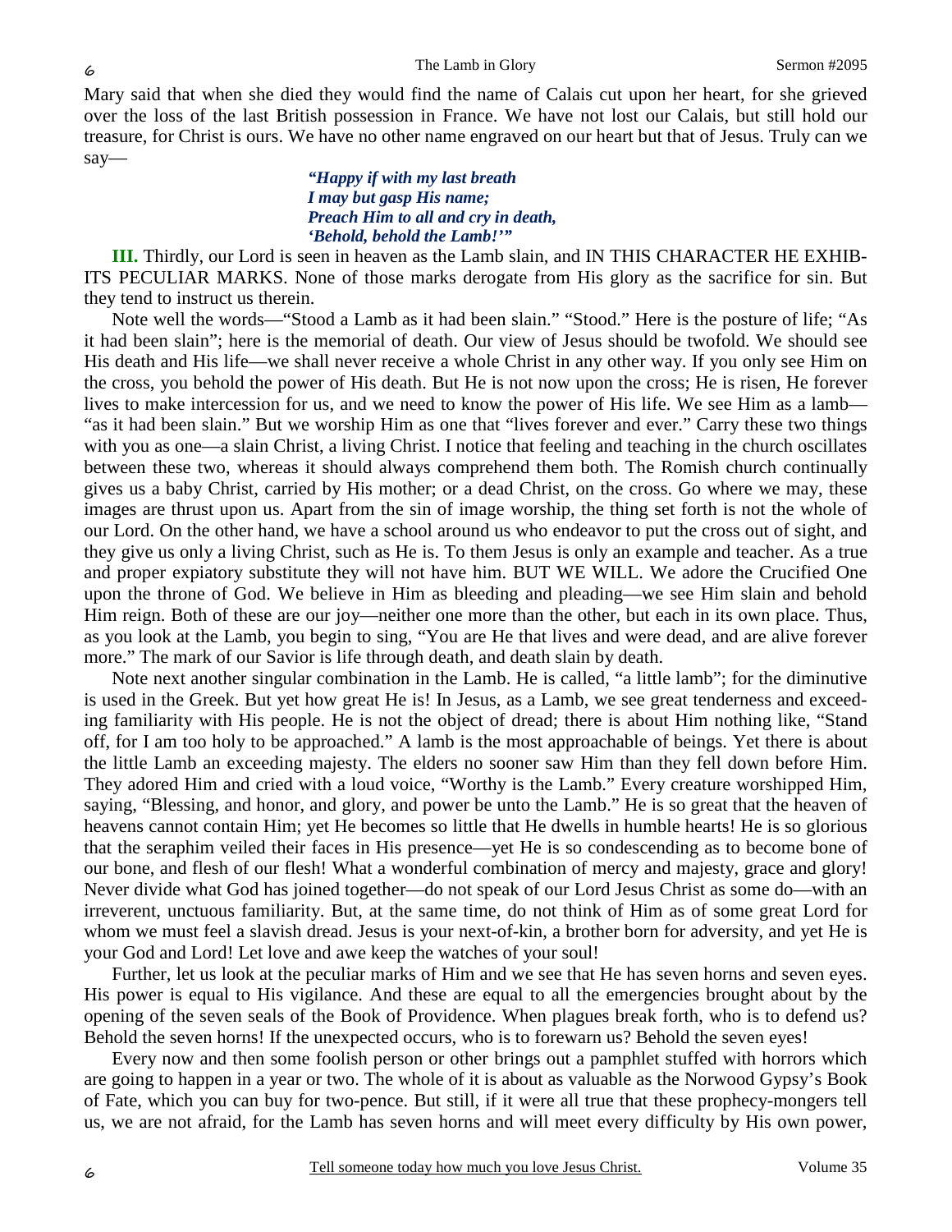Mary said that when she died they would find the name of Calais cut upon her heart, for she grieved over the loss of the last British possession in France. We have not lost our Calais, but still hold our treasure, for Christ is ours. We have no other name engraved on our heart but that of Jesus. Truly can we say—

> *"Happy if with my last breath*
> *I may but gasp His name;*
> *Preach Him to all and cry in death,*
> *'Behold, behold the Lamb!'"*

**III.** Thirdly, our Lord is seen in heaven as the Lamb slain, and IN THIS CHARACTER HE EXHIBITS PECULIAR MARKS. None of those marks derogate from His glory as the sacrifice for sin. But they tend to instruct us therein.

Note well the words—"Stood a Lamb as it had been slain." "Stood." Here is the posture of life; "As it had been slain"; here is the memorial of death. Our view of Jesus should be twofold. We should see His death and His life—we shall never receive a whole Christ in any other way. If you only see Him on the cross, you behold the power of His death. But He is not now upon the cross; He is risen, He forever lives to make intercession for us, and we need to know the power of His life. We see Him as a lamb—"as it had been slain." But we worship Him as one that "lives forever and ever." Carry these two things with you as one—a slain Christ, a living Christ. I notice that feeling and teaching in the church oscillates between these two, whereas it should always comprehend them both. The Romish church continually gives us a baby Christ, carried by His mother; or a dead Christ, on the cross. Go where we may, these images are thrust upon us. Apart from the sin of image worship, the thing set forth is not the whole of our Lord. On the other hand, we have a school around us who endeavor to put the cross out of sight, and they give us only a living Christ, such as He is. To them Jesus is only an example and teacher. As a true and proper expiatory substitute they will not have him. BUT WE WILL. We adore the Crucified One upon the throne of God. We believe in Him as bleeding and pleading—we see Him slain and behold Him reign. Both of these are our joy—neither one more than the other, but each in its own place. Thus, as you look at the Lamb, you begin to sing, "You are He that lives and were dead, and are alive forever more." The mark of our Savior is life through death, and death slain by death.

Note next another singular combination in the Lamb. He is called, "a little lamb"; for the diminutive is used in the Greek. But yet how great He is! In Jesus, as a Lamb, we see great tenderness and exceeding familiarity with His people. He is not the object of dread; there is about Him nothing like, "Stand off, for I am too holy to be approached." A lamb is the most approachable of beings. Yet there is about the little Lamb an exceeding majesty. The elders no sooner saw Him than they fell down before Him. They adored Him and cried with a loud voice, "Worthy is the Lamb." Every creature worshipped Him, saying, "Blessing, and honor, and glory, and power be unto the Lamb." He is so great that the heaven of heavens cannot contain Him; yet He becomes so little that He dwells in humble hearts! He is so glorious that the seraphim veiled their faces in His presence—yet He is so condescending as to become bone of our bone, and flesh of our flesh! What a wonderful combination of mercy and majesty, grace and glory! Never divide what God has joined together—do not speak of our Lord Jesus Christ as some do—with an irreverent, unctuous familiarity. But, at the same time, do not think of Him as of some great Lord for whom we must feel a slavish dread. Jesus is your next-of-kin, a brother born for adversity, and yet He is your God and Lord! Let love and awe keep the watches of your soul!

Further, let us look at the peculiar marks of Him and we see that He has seven horns and seven eyes. His power is equal to His vigilance. And these are equal to all the emergencies brought about by the opening of the seven seals of the Book of Providence. When plagues break forth, who is to defend us? Behold the seven horns! If the unexpected occurs, who is to forewarn us? Behold the seven eyes!

Every now and then some foolish person or other brings out a pamphlet stuffed with horrors which are going to happen in a year or two. The whole of it is about as valuable as the Norwood Gypsy's Book of Fate, which you can buy for two-pence. But still, if it were all true that these prophecy-mongers tell us, we are not afraid, for the Lamb has seven horns and will meet every difficulty by His own power,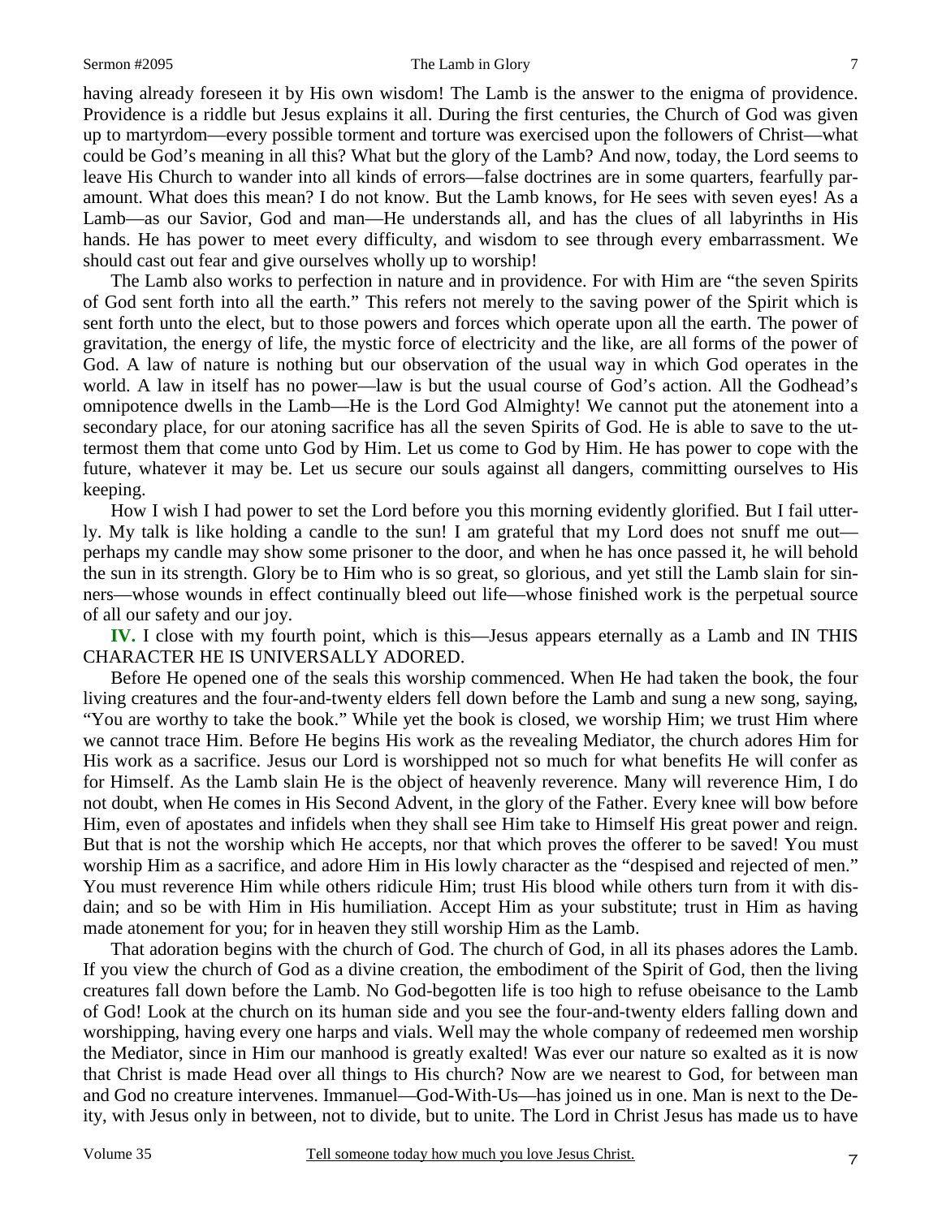having already foreseen it by His own wisdom! The Lamb is the answer to the enigma of providence. Providence is a riddle but Jesus explains it all. During the first centuries, the Church of God was given up to martyrdom—every possible torment and torture was exercised upon the followers of Christ—what could be God's meaning in all this? What but the glory of the Lamb? And now, today, the Lord seems to leave His Church to wander into all kinds of errors—false doctrines are in some quarters, fearfully paramount. What does this mean? I do not know. But the Lamb knows, for He sees with seven eyes! As a Lamb—as our Savior, God and man—He understands all, and has the clues of all labyrinths in His hands. He has power to meet every difficulty, and wisdom to see through every embarrassment. We should cast out fear and give ourselves wholly up to worship!

The Lamb also works to perfection in nature and in providence. For with Him are "the seven Spirits of God sent forth into all the earth." This refers not merely to the saving power of the Spirit which is sent forth unto the elect, but to those powers and forces which operate upon all the earth. The power of gravitation, the energy of life, the mystic force of electricity and the like, are all forms of the power of God. A law of nature is nothing but our observation of the usual way in which God operates in the world. A law in itself has no power—law is but the usual course of God's action. All the Godhead's omnipotence dwells in the Lamb—He is the Lord God Almighty! We cannot put the atonement into a secondary place, for our atoning sacrifice has all the seven Spirits of God. He is able to save to the uttermost them that come unto God by Him. Let us come to God by Him. He has power to cope with the future, whatever it may be. Let us secure our souls against all dangers, committing ourselves to His keeping.

How I wish I had power to set the Lord before you this morning evidently glorified. But I fail utterly. My talk is like holding a candle to the sun! I am grateful that my Lord does not snuff me out—perhaps my candle may show some prisoner to the door, and when he has once passed it, he will behold the sun in its strength. Glory be to Him who is so great, so glorious, and yet still the Lamb slain for sinners—whose wounds in effect continually bleed out life—whose finished work is the perpetual source of all our safety and our joy.

**IV.** I close with my fourth point, which is this—Jesus appears eternally as a Lamb and IN THIS CHARACTER HE IS UNIVERSALLY ADORED.

Before He opened one of the seals this worship commenced. When He had taken the book, the four living creatures and the four-and-twenty elders fell down before the Lamb and sung a new song, saying, "You are worthy to take the book." While yet the book is closed, we worship Him; we trust Him where we cannot trace Him. Before He begins His work as the revealing Mediator, the church adores Him for His work as a sacrifice. Jesus our Lord is worshipped not so much for what benefits He will confer as for Himself. As the Lamb slain He is the object of heavenly reverence. Many will reverence Him, I do not doubt, when He comes in His Second Advent, in the glory of the Father. Every knee will bow before Him, even of apostates and infidels when they shall see Him take to Himself His great power and reign. But that is not the worship which He accepts, nor that which proves the offerer to be saved! You must worship Him as a sacrifice, and adore Him in His lowly character as the "despised and rejected of men." You must reverence Him while others ridicule Him; trust His blood while others turn from it with disdain; and so be with Him in His humiliation. Accept Him as your substitute; trust in Him as having made atonement for you; for in heaven they still worship Him as the Lamb.

That adoration begins with the church of God. The church of God, in all its phases adores the Lamb. If you view the church of God as a divine creation, the embodiment of the Spirit of God, then the living creatures fall down before the Lamb. No God-begotten life is too high to refuse obeisance to the Lamb of God! Look at the church on its human side and you see the four-and-twenty elders falling down and worshipping, having every one harps and vials. Well may the whole company of redeemed men worship the Mediator, since in Him our manhood is greatly exalted! Was ever our nature so exalted as it is now that Christ is made Head over all things to His church? Now are we nearest to God, for between man and God no creature intervenes. Immanuel—God-With-Us—has joined us in one. Man is next to the Deity, with Jesus only in between, not to divide, but to unite. The Lord in Christ Jesus has made us to have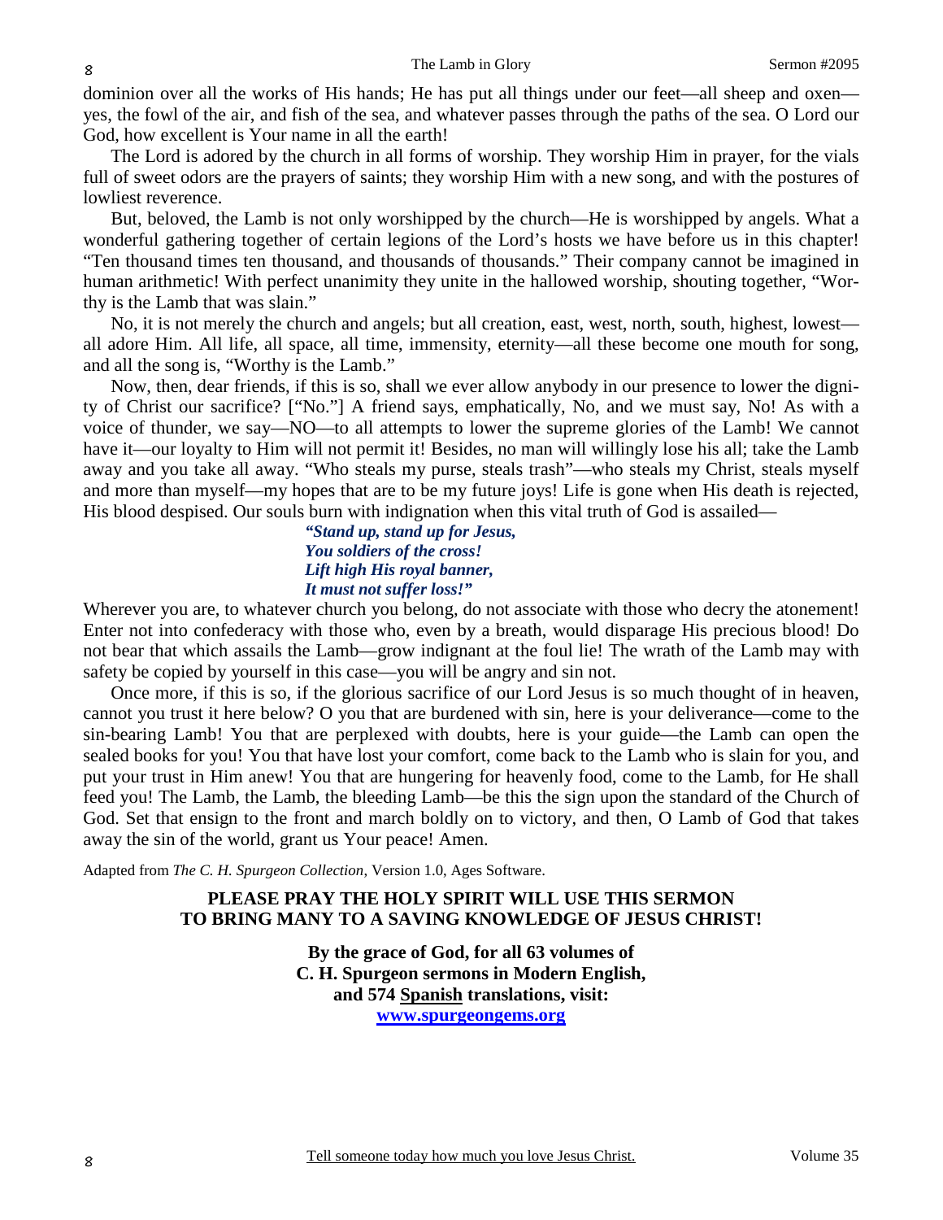dominion over all the works of His hands; He has put all things under our feet—all sheep and oxen—yes, the fowl of the air, and fish of the sea, and whatever passes through the paths of the sea. O Lord our God, how excellent is Your name in all the earth!

The Lord is adored by the church in all forms of worship. They worship Him in prayer, for the vials full of sweet odors are the prayers of saints; they worship Him with a new song, and with the postures of lowliest reverence.

But, beloved, the Lamb is not only worshipped by the church—He is worshipped by angels. What a wonderful gathering together of certain legions of the Lord's hosts we have before us in this chapter! "Ten thousand times ten thousand, and thousands of thousands." Their company cannot be imagined in human arithmetic! With perfect unanimity they unite in the hallowed worship, shouting together, "Worthy is the Lamb that was slain."

No, it is not merely the church and angels; but all creation, east, west, north, south, highest, lowest—all adore Him. All life, all space, all time, immensity, eternity—all these become one mouth for song, and all the song is, "Worthy is the Lamb."

Now, then, dear friends, if this is so, shall we ever allow anybody in our presence to lower the dignity of Christ our sacrifice? ["No."] A friend says, emphatically, No, and we must say, No! As with a voice of thunder, we say—NO—to all attempts to lower the supreme glories of the Lamb! We cannot have it—our loyalty to Him will not permit it! Besides, no man will willingly lose his all; take the Lamb away and you take all away. "Who steals my purse, steals trash"—who steals my Christ, steals myself and more than myself—my hopes that are to be my future joys! Life is gone when His death is rejected, His blood despised. Our souls burn with indignation when this vital truth of God is assailed—

> ***"Stand up, stand up for Jesus,***
> ***You soldiers of the cross!***
> ***Lift high His royal banner,***
> ***It must not suffer loss!"***

Wherever you are, to whatever church you belong, do not associate with those who decry the atonement! Enter not into confederacy with those who, even by a breath, would disparage His precious blood! Do not bear that which assails the Lamb—grow indignant at the foul lie! The wrath of the Lamb may with safety be copied by yourself in this case—you will be angry and sin not.

Once more, if this is so, if the glorious sacrifice of our Lord Jesus is so much thought of in heaven, cannot you trust it here below? O you that are burdened with sin, here is your deliverance—come to the sin-bearing Lamb! You that are perplexed with doubts, here is your guide—the Lamb can open the sealed books for you! You that have lost your comfort, come back to the Lamb who is slain for you, and put your trust in Him anew! You that are hungering for heavenly food, come to the Lamb, for He shall feed you! The Lamb, the Lamb, the bleeding Lamb—be this the sign upon the standard of the Church of God. Set that ensign to the front and march boldly on to victory, and then, O Lamb of God that takes away the sin of the world, grant us Your peace! Amen.

Adapted from *The C. H. Spurgeon Collection,* Version 1.0, Ages Software.

**PLEASE PRAY THE HOLY SPIRIT WILL USE THIS SERMON TO BRING MANY TO A SAVING KNOWLEDGE OF JESUS CHRIST!**

**By the grace of God, for all 63 volumes of C. H. Spurgeon sermons in Modern English, and 574 Spanish translations, visit: www.spurgeongems.org**